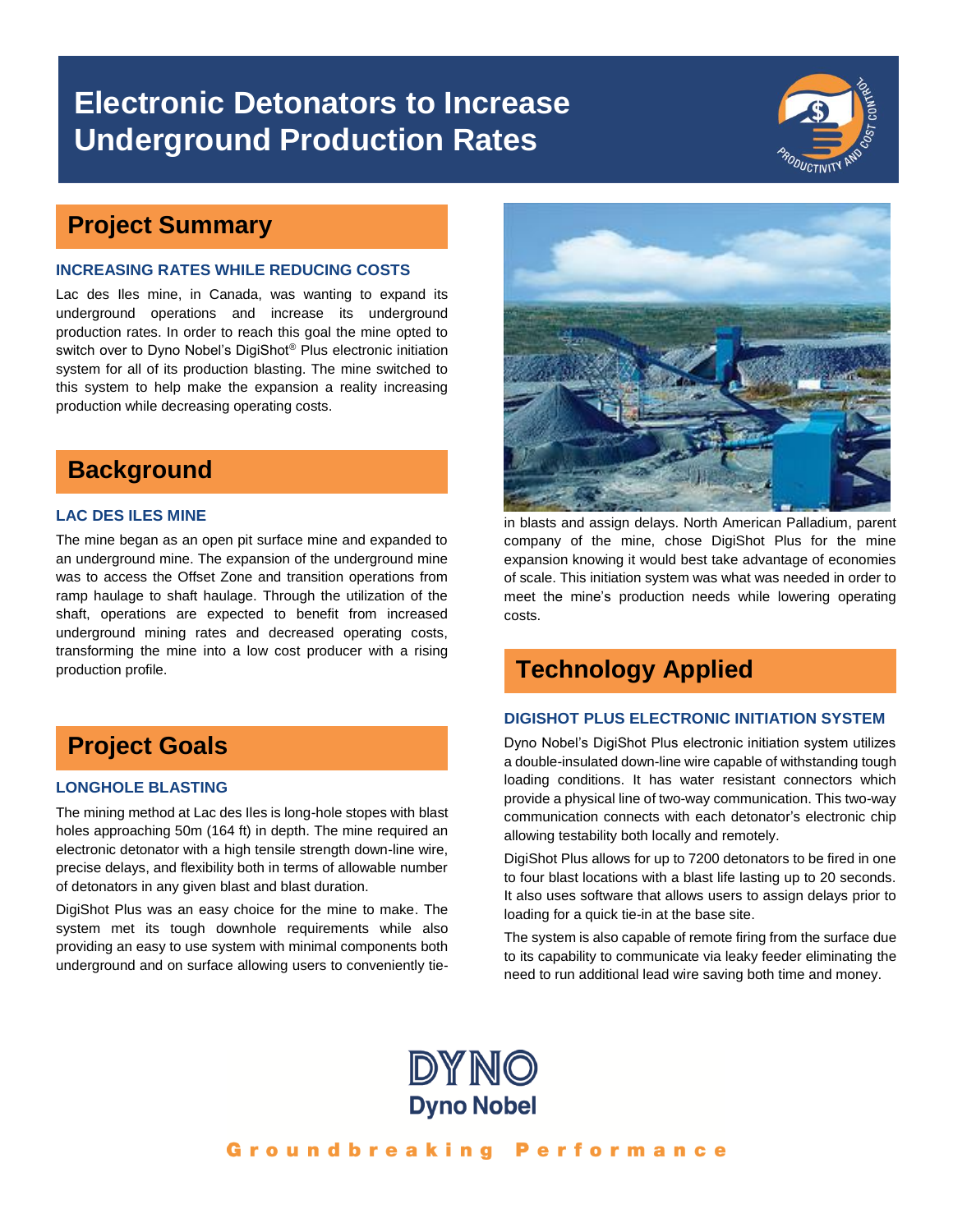# Electronic Detonators to Increase Underground Production Rates

## Project Summary

### INCREASING RATES WHILE REDUCING COSTS

Lac des Iles mine, in Canada, was wanting to expand its underground operations and increase its underground production rates. In order to reach this goal the mine opted to switch over to Dyno Nobel's DigiShot® Plus electronic initiation system for all of its production blasting. The mine switched to this system to help make the expansion a reality increasing production while decreasing operating costs.

## Background

### LAC DES ILES MINE

The mine began as an open pit surface mine and expanded to an underground mine. The expansion of the underground mine was to access the Offset Zone and transition operations from ramp haulage to shaft haulage. Through the utilization of the shaft, operations are expected to benefit from increased underground mining rates and decreased operating costs, transforming the mine into a low cost producer with a rising production profile.

## Project Goals

### LONGHOLE BLASTING

The mining method at Lac des Iles is long-hole stopes with blast holes approaching 50m (164 ft) in depth. The mine required an electronic detonator with a high tensile strength down-line wire, precise delays, and flexibility both in terms of allowable number of detonators in any given blast and blast duration.

DigiShot Plus was an easy choice for the mine to make. The system met its tough downhole requirements while also providing an easy to use system with minimal components both underground and on surface allowing users to conveniently tie-in blasts and assign delays. North American Palladium, parent company of the mine, chose DigiShot Plus for the mine expansion knowing it would best take advantage of economies of scale. This initiation system was what was needed in order to meet the mine's production needs while lowering operating costs.

## Technology Applied

### DIGISHOT PLUS ELECTRONIC INITIATION SYSTEM

Dyno Nobel's DigiShot Plus electronic initiation system utilizes a double-insulated down-line wire capable of withstanding tough loading conditions. It has water resistant connectors which provide a physical line of two-way communication. This two-way communication connects with each detonator's electronic chip allowing testability both locally and remotely.

DigiShot Plus allows for up to 7200 detonators to be fired in one to four blast locations with a blast life lasting up to 20 seconds. It also uses software that allows users to assign delays prior to loading for a quick tie-in at the base site.

The system is also capable of remote firing from the surface due to its capability to communicate via leaky feeder eliminating the need to run additional lead wire saving both time and money.

DYNO
Dyno Nobel

Groundbreaking Performance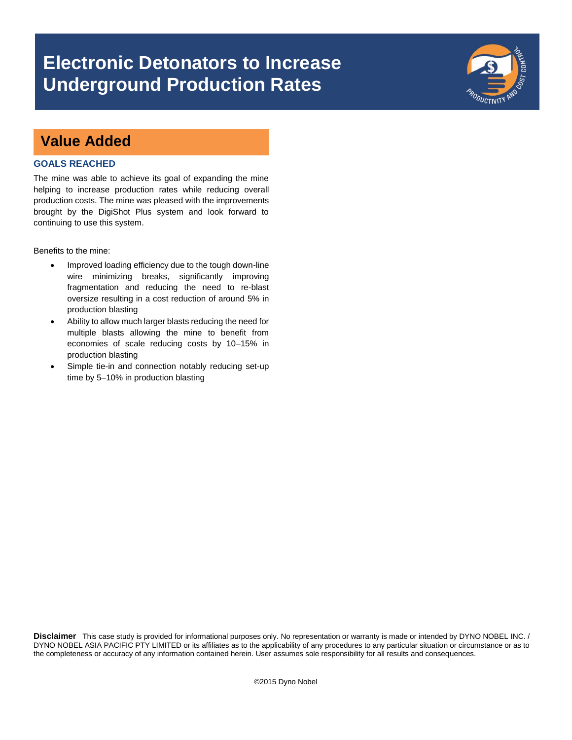# Electronic Detonators to Increase Underground Production Rates

## Value Added

### GOALS REACHED

The mine was able to achieve its goal of expanding the mine helping to increase production rates while reducing overall production costs. The mine was pleased with the improvements brought by the DigiShot Plus system and look forward to continuing to use this system.

Benefits to the mine:

- Improved loading efficiency due to the tough down-line wire minimizing breaks, significantly improving fragmentation and reducing the need to re-blast oversize resulting in a cost reduction of around 5% in production blasting
- Ability to allow much larger blasts reducing the need for multiple blasts allowing the mine to benefit from economies of scale reducing costs by 10–15% in production blasting
- Simple tie-in and connection notably reducing set-up time by 5–10% in production blasting

**Disclaimer** This case study is provided for informational purposes only. No representation or warranty is made or intended by DYNO NOBEL INC. / DYNO NOBEL ASIA PACIFIC PTY LIMITED or its affiliates as to the applicability of any procedures to any particular situation or circumstance or as to the completeness or accuracy of any information contained herein. User assumes sole responsibility for all results and consequences.

©2015 Dyno Nobel